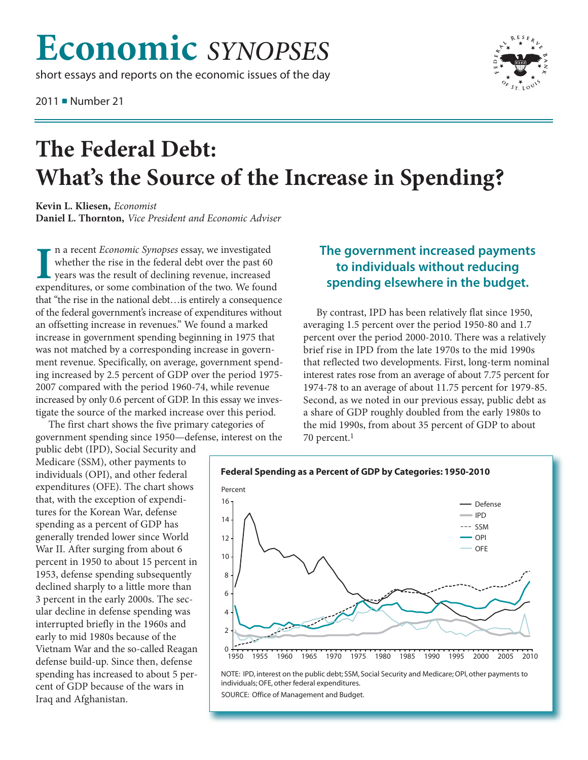# Economic *SYNOPSES*

short essays and reports on the economic issues of the day

2011 ■ Number 21

# The Federal Debt: What's the Source of the Increase in Spending?

**Kevin L. Kliesen,** *Economist*
**Daniel L. Thornton,** *Vice President and Economic Adviser*

In a recent *Economic Synopses* essay, we investigated whether the rise in the federal debt over the past 60 years was the result of declining revenue, increased expenditures, or some combination of the two. We found that "the rise in the national debt…is entirely a consequence of the federal government's increase of expenditures without an offsetting increase in revenues." We found a marked increase in government spending beginning in 1975 that was not matched by a corresponding increase in government revenue. Specifically, on average, government spending increased by 2.5 percent of GDP over the period 1975-2007 compared with the period 1960-74, while revenue increased by only 0.6 percent of GDP. In this essay we investigate the source of the marked increase over this period.

The first chart shows the five primary categories of government spending since 1950—defense, interest on the public debt (IPD), Social Security and Medicare (SSM), other payments to individuals (OPI), and other federal expenditures (OFE). The chart shows that, with the exception of expenditures for the Korean War, defense spending as a percent of GDP has generally trended lower since World War II. After surging from about 6 percent in 1950 to about 15 percent in 1953, defense spending subsequently declined sharply to a little more than 3 percent in the early 2000s. The secular decline in defense spending was interrupted briefly in the 1960s and early to mid 1980s because of the Vietnam War and the so-called Reagan defense build-up. Since then, defense spending has increased to about 5 percent of GDP because of the wars in Iraq and Afghanistan.

**The government increased payments to individuals without reducing spending elsewhere in the budget.**

By contrast, IPD has been relatively flat since 1950, averaging 1.5 percent over the period 1950-80 and 1.7 percent over the period 2000-2010. There was a relatively brief rise in IPD from the late 1970s to the mid 1990s that reflected two developments. First, long-term nominal interest rates rose from an average of about 7.75 percent for 1974-78 to an average of about 11.75 percent for 1979-85. Second, as we noted in our previous essay, public debt as a share of GDP roughly doubled from the early 1980s to the mid 1990s, from about 35 percent of GDP to about 70 percent.[1]

**Federal Spending as a Percent of GDP by Categories: 1950-2010**

NOTE: IPD, interest on the public debt; SSM, Social Security and Medicare; OPI, other payments to individuals; OFE, other federal expenditures.
SOURCE: Office of Management and Budget.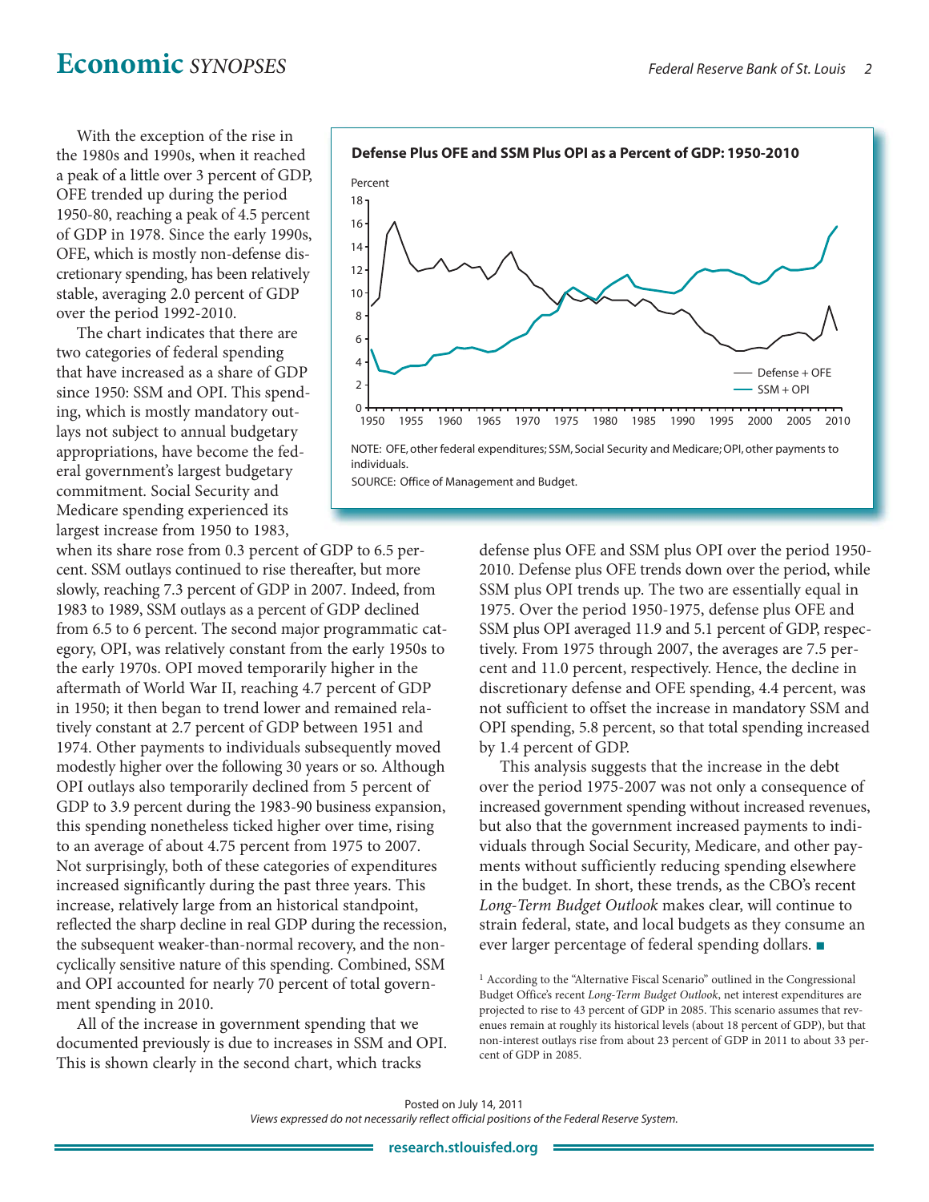With the exception of the rise in the 1980s and 1990s, when it reached a peak of a little over 3 percent of GDP, OFE trended up during the period 1950-80, reaching a peak of 4.5 percent of GDP in 1978. Since the early 1990s, OFE, which is mostly non-defense discretionary spending, has been relatively stable, averaging 2.0 percent of GDP over the period 1992-2010.

The chart indicates that there are two categories of federal spending that have increased as a share of GDP since 1950: SSM and OPI. This spending, which is mostly mandatory outlays not subject to annual budgetary appropriations, have become the federal government's largest budgetary commitment. Social Security and Medicare spending experienced its largest increase from 1950 to 1983, when its share rose from 0.3 percent of GDP to 6.5 percent. SSM outlays continued to rise thereafter, but more slowly, reaching 7.3 percent of GDP in 2007. Indeed, from 1983 to 1989, SSM outlays as a percent of GDP declined from 6.5 to 6 percent. The second major programmatic category, OPI, was relatively constant from the early 1950s to the early 1970s. OPI moved temporarily higher in the aftermath of World War II, reaching 4.7 percent of GDP in 1950; it then began to trend lower and remained relatively constant at 2.7 percent of GDP between 1951 and 1974. Other payments to individuals subsequently moved modestly higher over the following 30 years or so. Although OPI outlays also temporarily declined from 5 percent of GDP to 3.9 percent during the 1983-90 business expansion, this spending nonetheless ticked higher over time, rising to an average of about 4.75 percent from 1975 to 2007. Not surprisingly, both of these categories of expenditures increased significantly during the past three years. This increase, relatively large from an historical standpoint, reflected the sharp decline in real GDP during the recession, the subsequent weaker-than-normal recovery, and the noncyclically sensitive nature of this spending. Combined, SSM and OPI accounted for nearly 70 percent of total government spending in 2010.

All of the increase in government spending that we documented previously is due to increases in SSM and OPI. This is shown clearly in the second chart, which tracks defense plus OFE and SSM plus OPI over the period 1950-2010. Defense plus OFE trends down over the period, while SSM plus OPI trends up. The two are essentially equal in 1975. Over the period 1950-1975, defense plus OFE and SSM plus OPI averaged 11.9 and 5.1 percent of GDP, respectively. From 1975 through 2007, the averages are 7.5 percent and 11.0 percent, respectively. Hence, the decline in discretionary defense and OFE spending, 4.4 percent, was not sufficient to offset the increase in mandatory SSM and OPI spending, 5.8 percent, so that total spending increased by 1.4 percent of GDP.

This analysis suggests that the increase in the debt over the period 1975-2007 was not only a consequence of increased government spending without increased revenues, but also that the government increased payments to individuals through Social Security, Medicare, and other payments without sufficiently reducing spending elsewhere in the budget. In short, these trends, as the CBO's recent *Long-Term Budget Outlook* makes clear, will continue to strain federal, state, and local budgets as they consume an ever larger percentage of federal spending dollars. ■

**Defense Plus OFE and SSM Plus OPI as a Percent of GDP: 1950-2010**

Percent

18
16
14
12
10
8
6
4
2
0

1950 1955 1960 1965 1970 1975 1980 1985 1990 1995 2000 2005 2010

Defense + OFE
SSM + OPI

NOTE: OFE, other federal expenditures; SSM, Social Security and Medicare; OPI, other payments to individuals.

SOURCE: Office of Management and Budget.

[1] According to the "Alternative Fiscal Scenario" outlined in the Congressional Budget Office's recent *Long-Term Budget Outlook*, net interest expenditures are projected to rise to 43 percent of GDP in 2085. This scenario assumes that revenues remain at roughly its historical levels (about 18 percent of GDP), but that non-interest outlays rise from about 23 percent of GDP in 2011 to about 33 percent of GDP in 2085.

Posted on July 14, 2011

*Views expressed do not necessarily reflect official positions of the Federal Reserve System.*